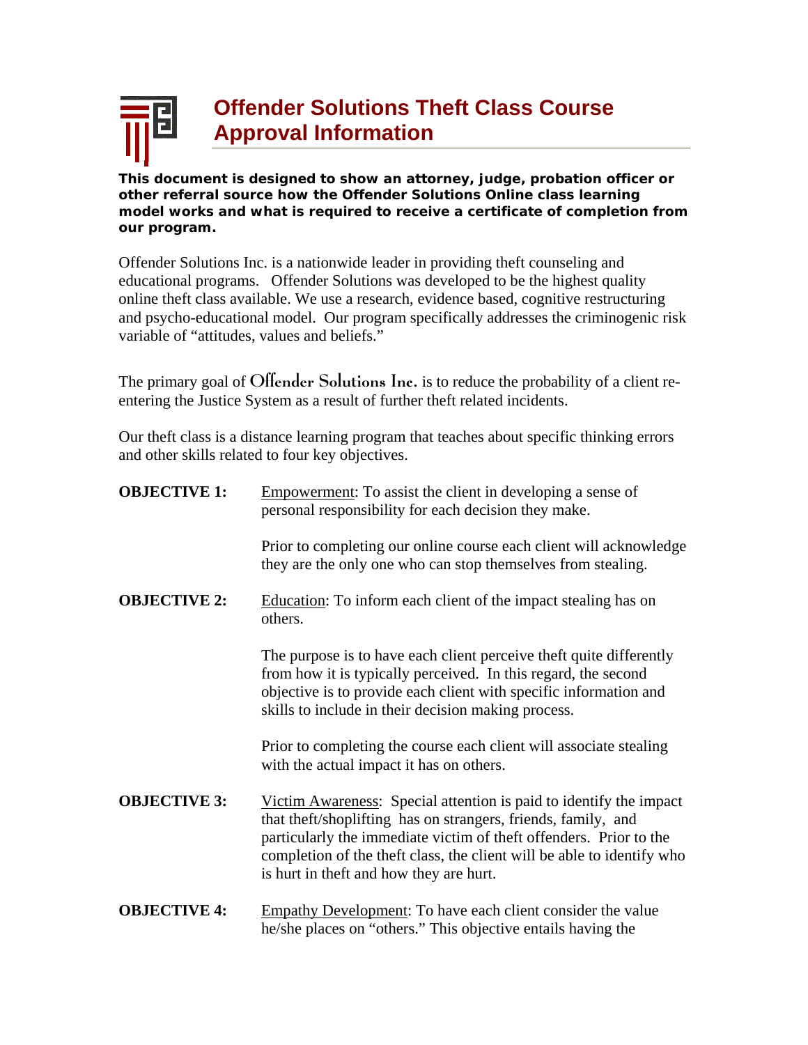# Offender Solutions Theft Class Course Approval Information

**This document is designed to show an attorney, judge, probation officer or other referral source how the Offender Solutions Online class learning model works and what is required to receive a certificate of completion from our program.**

Offender Solutions Inc. is a nationwide leader in providing theft counseling and educational programs. Offender Solutions was developed to be the highest quality online theft class available. We use a research, evidence based, cognitive restructuring and psycho-educational model. Our program specifically addresses the criminogenic risk variable of "attitudes, values and beliefs."

The primary goal of Offender Solutions Inc. is to reduce the probability of a client re-entering the Justice System as a result of further theft related incidents.

Our theft class is a distance learning program that teaches about specific thinking errors and other skills related to four key objectives.

**OBJECTIVE 1:** Empowerment: To assist the client in developing a sense of personal responsibility for each decision they make.

Prior to completing our online course each client will acknowledge they are the only one who can stop themselves from stealing.

**OBJECTIVE 2:** Education: To inform each client of the impact stealing has on others.

The purpose is to have each client perceive theft quite differently from how it is typically perceived. In this regard, the second objective is to provide each client with specific information and skills to include in their decision making process.

Prior to completing the course each client will associate stealing with the actual impact it has on others.

**OBJECTIVE 3:** Victim Awareness: Special attention is paid to identify the impact that theft/shoplifting has on strangers, friends, family, and particularly the immediate victim of theft offenders. Prior to the completion of the theft class, the client will be able to identify who is hurt in theft and how they are hurt.

**OBJECTIVE 4:** Empathy Development: To have each client consider the value he/she places on "others." This objective entails having the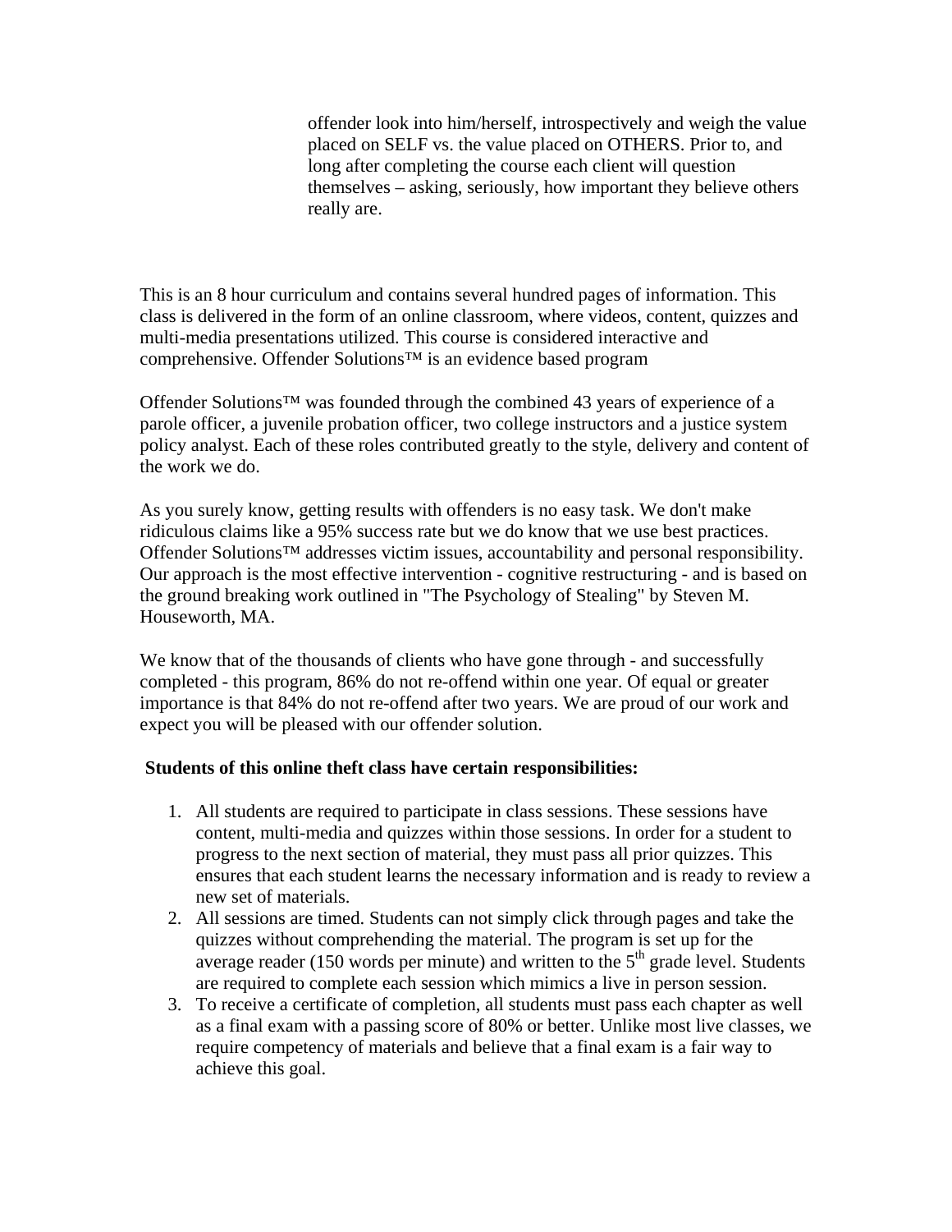offender look into him/herself, introspectively and weigh the value placed on SELF vs. the value placed on OTHERS. Prior to, and long after completing the course each client will question themselves – asking, seriously, how important they believe others really are.

This is an 8 hour curriculum and contains several hundred pages of information. This class is delivered in the form of an online classroom, where videos, content, quizzes and multi-media presentations utilized. This course is considered interactive and comprehensive. Offender Solutions™ is an evidence based program

Offender Solutions™ was founded through the combined 43 years of experience of a parole officer, a juvenile probation officer, two college instructors and a justice system policy analyst. Each of these roles contributed greatly to the style, delivery and content of the work we do.

As you surely know, getting results with offenders is no easy task. We don't make ridiculous claims like a 95% success rate but we do know that we use best practices. Offender Solutions™ addresses victim issues, accountability and personal responsibility. Our approach is the most effective intervention - cognitive restructuring - and is based on the ground breaking work outlined in "The Psychology of Stealing" by Steven M. Houseworth, MA.

We know that of the thousands of clients who have gone through - and successfully completed - this program, 86% do not re-offend within one year. Of equal or greater importance is that 84% do not re-offend after two years. We are proud of our work and expect you will be pleased with our offender solution.

**Students of this online theft class have certain responsibilities:**

1. All students are required to participate in class sessions. These sessions have content, multi-media and quizzes within those sessions. In order for a student to progress to the next section of material, they must pass all prior quizzes. This ensures that each student learns the necessary information and is ready to review a new set of materials.
2. All sessions are timed. Students can not simply click through pages and take the quizzes without comprehending the material. The program is set up for the average reader (150 words per minute) and written to the 5th grade level. Students are required to complete each session which mimics a live in person session.
3. To receive a certificate of completion, all students must pass each chapter as well as a final exam with a passing score of 80% or better. Unlike most live classes, we require competency of materials and believe that a final exam is a fair way to achieve this goal.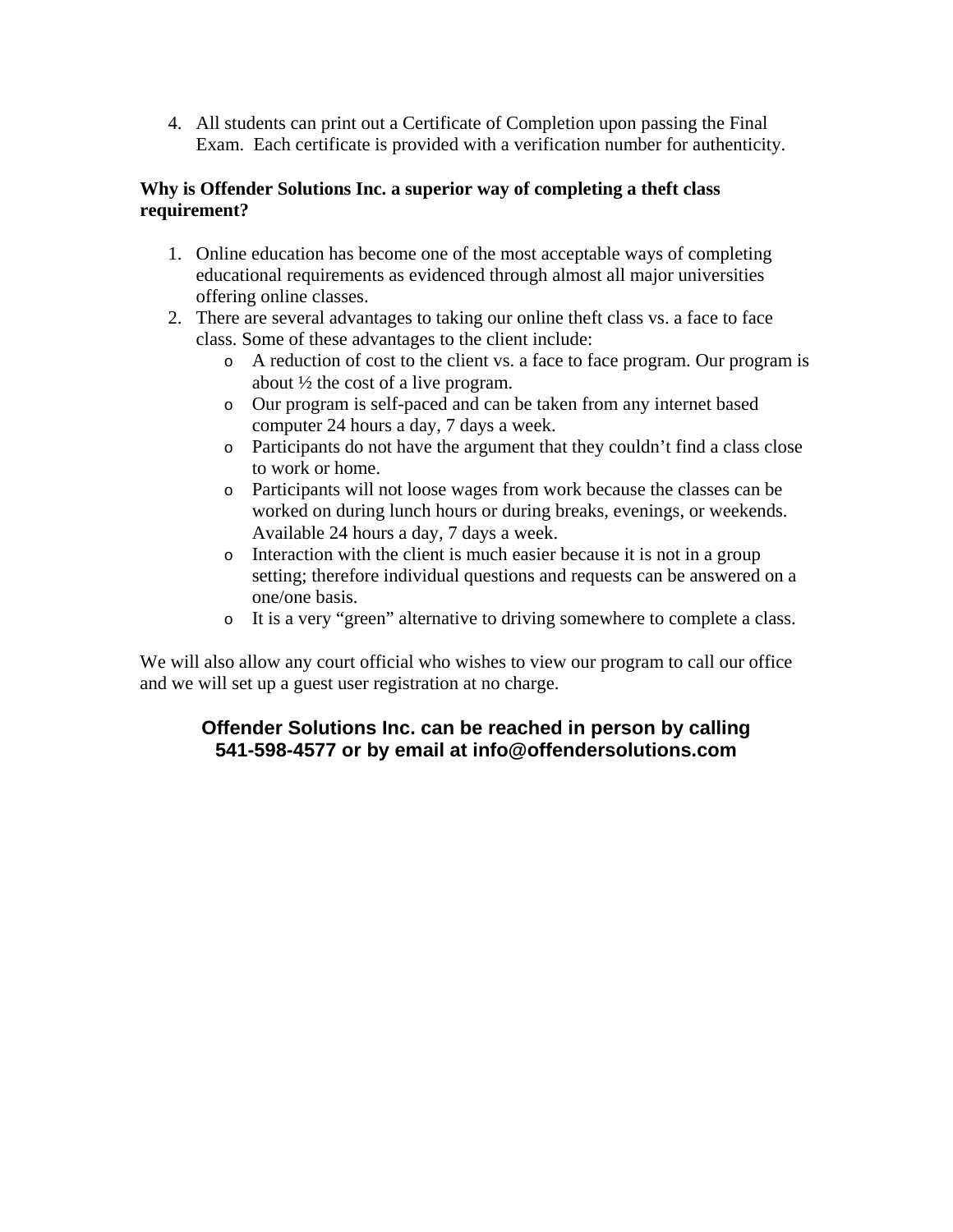4. All students can print out a Certificate of Completion upon passing the Final Exam. Each certificate is provided with a verification number for authenticity.

**Why is Offender Solutions Inc. a superior way of completing a theft class requirement?**

1. Online education has become one of the most acceptable ways of completing educational requirements as evidenced through almost all major universities offering online classes.
2. There are several advantages to taking our online theft class vs. a face to face class. Some of these advantages to the client include:
   - A reduction of cost to the client vs. a face to face program. Our program is about ½ the cost of a live program.
   - Our program is self-paced and can be taken from any internet based computer 24 hours a day, 7 days a week.
   - Participants do not have the argument that they couldn't find a class close to work or home.
   - Participants will not loose wages from work because the classes can be worked on during lunch hours or during breaks, evenings, or weekends. Available 24 hours a day, 7 days a week.
   - Interaction with the client is much easier because it is not in a group setting; therefore individual questions and requests can be answered on a one/one basis.
   - It is a very "green" alternative to driving somewhere to complete a class.

We will also allow any court official who wishes to view our program to call our office and we will set up a guest user registration at no charge.

**Offender Solutions Inc. can be reached in person by calling 541-598-4577 or by email at info@offendersolutions.com**